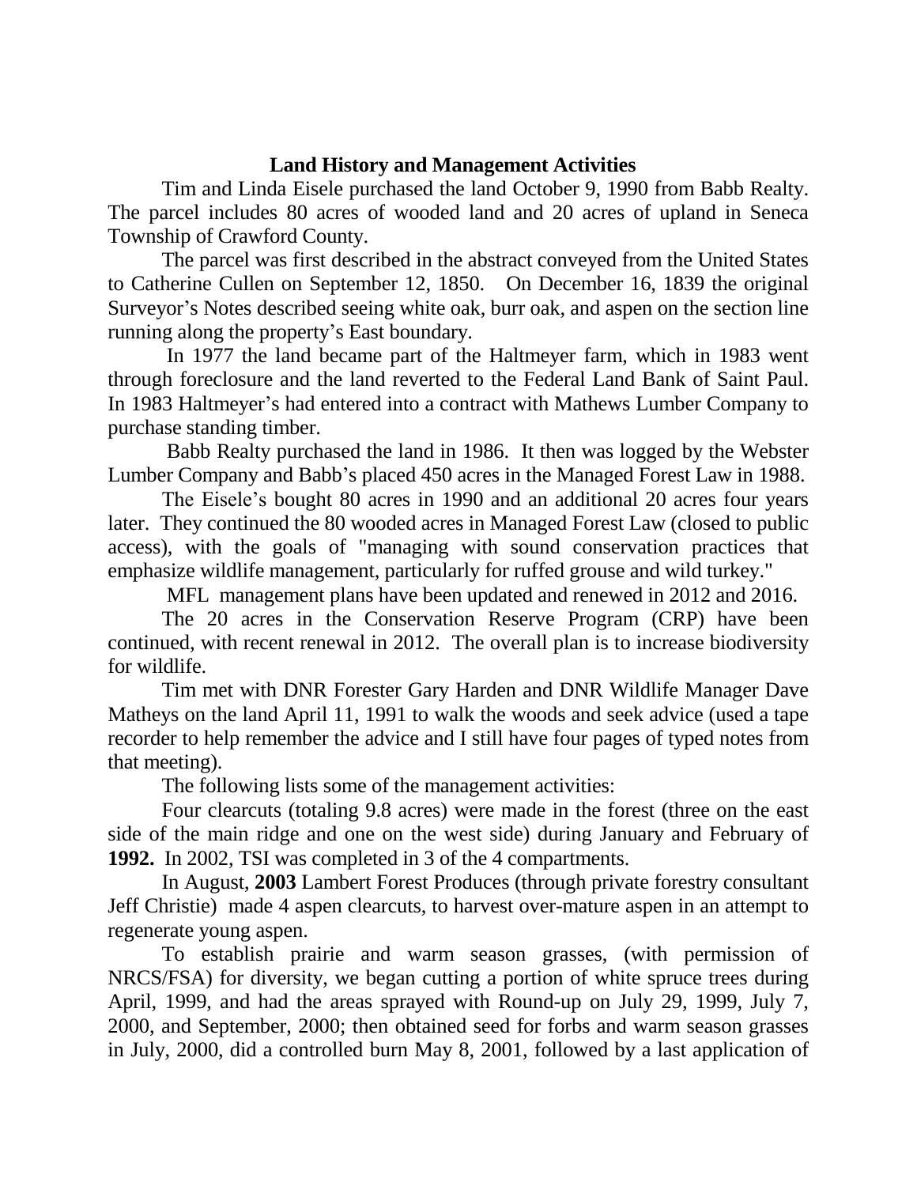## Land History and Management Activities

Tim and Linda Eisele purchased the land October 9, 1990 from Babb Realty. The parcel includes 80 acres of wooded land and 20 acres of upland in Seneca Township of Crawford County.

The parcel was first described in the abstract conveyed from the United States to Catherine Cullen on September 12, 1850. On December 16, 1839 the original Surveyor's Notes described seeing white oak, burr oak, and aspen on the section line running along the property's East boundary.

In 1977 the land became part of the Haltmeyer farm, which in 1983 went through foreclosure and the land reverted to the Federal Land Bank of Saint Paul. In 1983 Haltmeyer's had entered into a contract with Mathews Lumber Company to purchase standing timber.

Babb Realty purchased the land in 1986. It then was logged by the Webster Lumber Company and Babb's placed 450 acres in the Managed Forest Law in 1988.

The Eisele's bought 80 acres in 1990 and an additional 20 acres four years later. They continued the 80 wooded acres in Managed Forest Law (closed to public access), with the goals of "managing with sound conservation practices that emphasize wildlife management, particularly for ruffed grouse and wild turkey."

MFL management plans have been updated and renewed in 2012 and 2016.

The 20 acres in the Conservation Reserve Program (CRP) have been continued, with recent renewal in 2012. The overall plan is to increase biodiversity for wildlife.

Tim met with DNR Forester Gary Harden and DNR Wildlife Manager Dave Matheys on the land April 11, 1991 to walk the woods and seek advice (used a tape recorder to help remember the advice and I still have four pages of typed notes from that meeting).

The following lists some of the management activities:

Four clearcuts (totaling 9.8 acres) were made in the forest (three on the east side of the main ridge and one on the west side) during January and February of **1992.** In 2002, TSI was completed in 3 of the 4 compartments.

In August, **2003** Lambert Forest Produces (through private forestry consultant Jeff Christie) made 4 aspen clearcuts, to harvest over-mature aspen in an attempt to regenerate young aspen.

To establish prairie and warm season grasses, (with permission of NRCS/FSA) for diversity, we began cutting a portion of white spruce trees during April, 1999, and had the areas sprayed with Round-up on July 29, 1999, July 7, 2000, and September, 2000; then obtained seed for forbs and warm season grasses in July, 2000, did a controlled burn May 8, 2001, followed by a last application of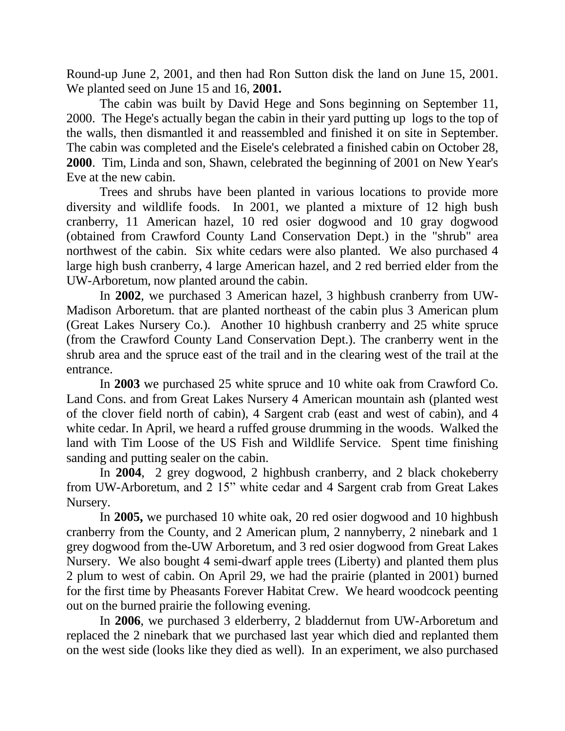Round-up June 2, 2001, and then had Ron Sutton disk the land on June 15, 2001. We planted seed on June 15 and 16, **2001.**

The cabin was built by David Hege and Sons beginning on September 11, 2000. The Hege's actually began the cabin in their yard putting up logs to the top of the walls, then dismantled it and reassembled and finished it on site in September. The cabin was completed and the Eisele's celebrated a finished cabin on October 28, **2000**. Tim, Linda and son, Shawn, celebrated the beginning of 2001 on New Year's Eve at the new cabin.

Trees and shrubs have been planted in various locations to provide more diversity and wildlife foods. In 2001, we planted a mixture of 12 high bush cranberry, 11 American hazel, 10 red osier dogwood and 10 gray dogwood (obtained from Crawford County Land Conservation Dept.) in the "shrub" area northwest of the cabin. Six white cedars were also planted. We also purchased 4 large high bush cranberry, 4 large American hazel, and 2 red berried elder from the UW-Arboretum, now planted around the cabin.

In **2002**, we purchased 3 American hazel, 3 highbush cranberry from UW-Madison Arboretum. that are planted northeast of the cabin plus 3 American plum (Great Lakes Nursery Co.). Another 10 highbush cranberry and 25 white spruce (from the Crawford County Land Conservation Dept.). The cranberry went in the shrub area and the spruce east of the trail and in the clearing west of the trail at the entrance.

In **2003** we purchased 25 white spruce and 10 white oak from Crawford Co. Land Cons. and from Great Lakes Nursery 4 American mountain ash (planted west of the clover field north of cabin), 4 Sargent crab (east and west of cabin), and 4 white cedar. In April, we heard a ruffed grouse drumming in the woods. Walked the land with Tim Loose of the US Fish and Wildlife Service. Spent time finishing sanding and putting sealer on the cabin.

In **2004**, 2 grey dogwood, 2 highbush cranberry, and 2 black chokeberry from UW-Arboretum, and 2 15" white cedar and 4 Sargent crab from Great Lakes Nursery.

In **2005,** we purchased 10 white oak, 20 red osier dogwood and 10 highbush cranberry from the County, and 2 American plum, 2 nannyberry, 2 ninebark and 1 grey dogwood from the-UW Arboretum, and 3 red osier dogwood from Great Lakes Nursery. We also bought 4 semi-dwarf apple trees (Liberty) and planted them plus 2 plum to west of cabin. On April 29, we had the prairie (planted in 2001) burned for the first time by Pheasants Forever Habitat Crew. We heard woodcock peenting out on the burned prairie the following evening.

In **2006**, we purchased 3 elderberry, 2 bladdernut from UW-Arboretum and replaced the 2 ninebark that we purchased last year which died and replanted them on the west side (looks like they died as well). In an experiment, we also purchased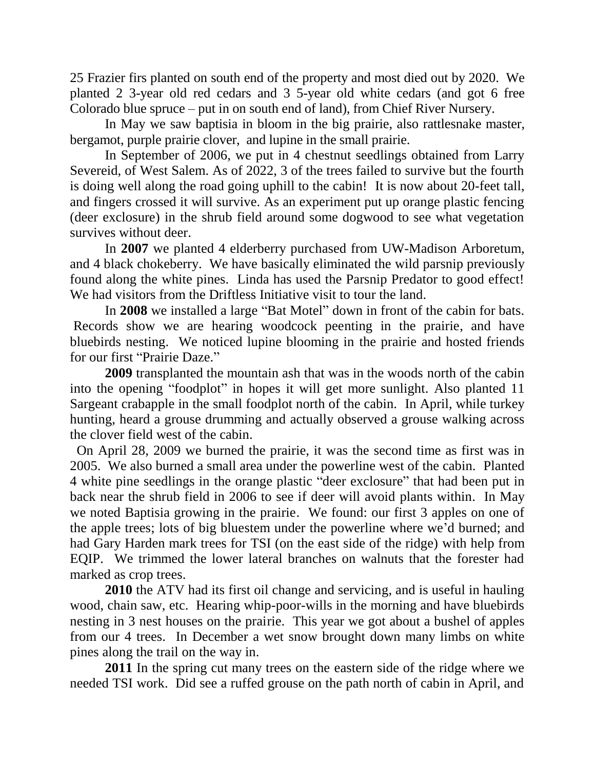25 Frazier firs planted on south end of the property and most died out by 2020. We planted 2 3-year old red cedars and 3 5-year old white cedars (and got 6 free Colorado blue spruce – put in on south end of land), from Chief River Nursery.

In May we saw baptisia in bloom in the big prairie, also rattlesnake master, bergamot, purple prairie clover, and lupine in the small prairie.

In September of 2006, we put in 4 chestnut seedlings obtained from Larry Severeid, of West Salem. As of 2022, 3 of the trees failed to survive but the fourth is doing well along the road going uphill to the cabin! It is now about 20-feet tall, and fingers crossed it will survive. As an experiment put up orange plastic fencing (deer exclosure) in the shrub field around some dogwood to see what vegetation survives without deer.

In **2007** we planted 4 elderberry purchased from UW-Madison Arboretum, and 4 black chokeberry. We have basically eliminated the wild parsnip previously found along the white pines. Linda has used the Parsnip Predator to good effect! We had visitors from the Driftless Initiative visit to tour the land.

In **2008** we installed a large "Bat Motel" down in front of the cabin for bats. Records show we are hearing woodcock peenting in the prairie, and have bluebirds nesting. We noticed lupine blooming in the prairie and hosted friends for our first "Prairie Daze."

**2009** transplanted the mountain ash that was in the woods north of the cabin into the opening "foodplot" in hopes it will get more sunlight. Also planted 11 Sargeant crabapple in the small foodplot north of the cabin. In April, while turkey hunting, heard a grouse drumming and actually observed a grouse walking across the clover field west of the cabin.

On April 28, 2009 we burned the prairie, it was the second time as first was in 2005. We also burned a small area under the powerline west of the cabin. Planted 4 white pine seedlings in the orange plastic "deer exclosure" that had been put in back near the shrub field in 2006 to see if deer will avoid plants within. In May we noted Baptisia growing in the prairie. We found: our first 3 apples on one of the apple trees; lots of big bluestem under the powerline where we'd burned; and had Gary Harden mark trees for TSI (on the east side of the ridge) with help from EQIP. We trimmed the lower lateral branches on walnuts that the forester had marked as crop trees.

**2010** the ATV had its first oil change and servicing, and is useful in hauling wood, chain saw, etc. Hearing whip-poor-wills in the morning and have bluebirds nesting in 3 nest houses on the prairie. This year we got about a bushel of apples from our 4 trees. In December a wet snow brought down many limbs on white pines along the trail on the way in.

**2011** In the spring cut many trees on the eastern side of the ridge where we needed TSI work. Did see a ruffed grouse on the path north of cabin in April, and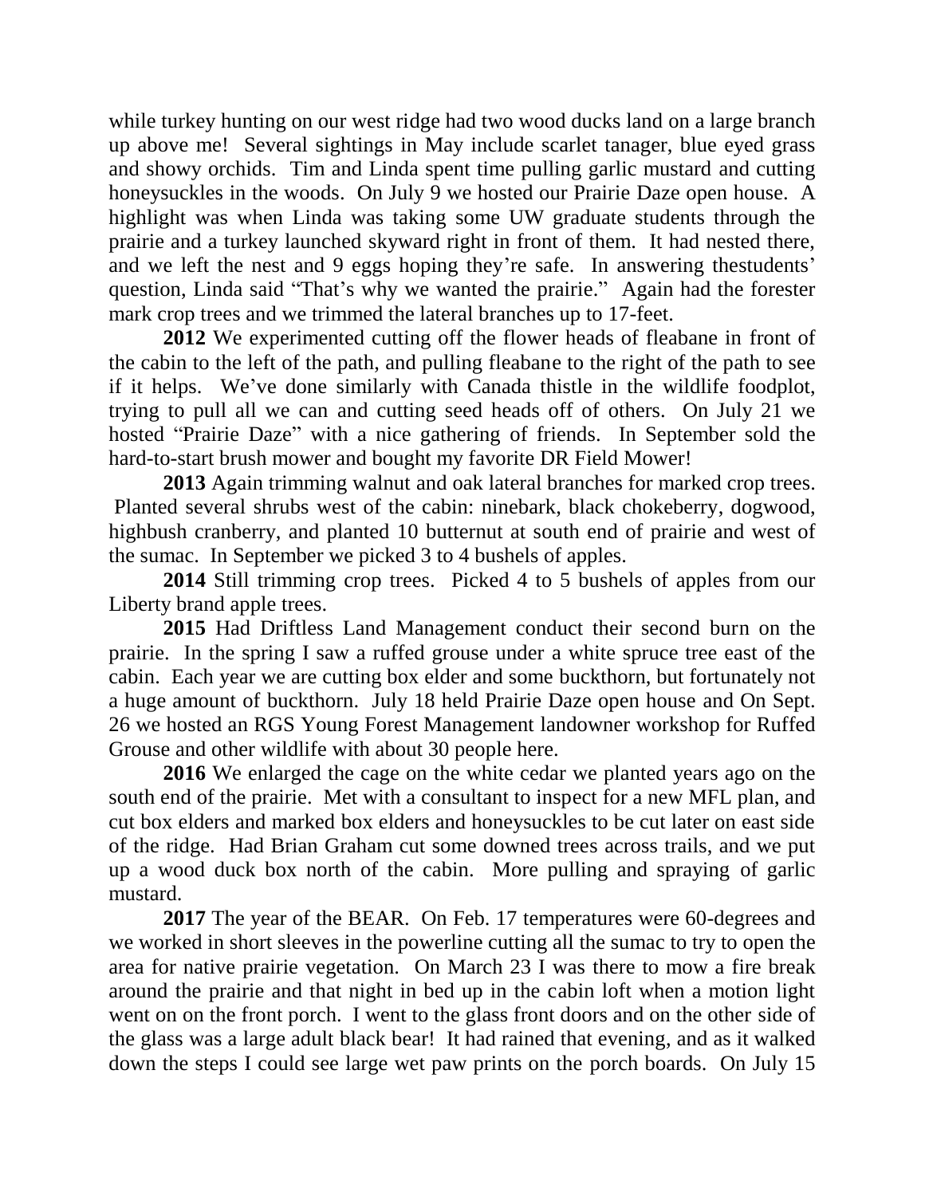while turkey hunting on our west ridge had two wood ducks land on a large branch up above me! Several sightings in May include scarlet tanager, blue eyed grass and showy orchids. Tim and Linda spent time pulling garlic mustard and cutting honeysuckles in the woods. On July 9 we hosted our Prairie Daze open house. A highlight was when Linda was taking some UW graduate students through the prairie and a turkey launched skyward right in front of them. It had nested there, and we left the nest and 9 eggs hoping they're safe. In answering thestudents' question, Linda said "That's why we wanted the prairie." Again had the forester mark crop trees and we trimmed the lateral branches up to 17-feet.

**2012** We experimented cutting off the flower heads of fleabane in front of the cabin to the left of the path, and pulling fleabane to the right of the path to see if it helps. We've done similarly with Canada thistle in the wildlife foodplot, trying to pull all we can and cutting seed heads off of others. On July 21 we hosted "Prairie Daze" with a nice gathering of friends. In September sold the hard-to-start brush mower and bought my favorite DR Field Mower!

**2013** Again trimming walnut and oak lateral branches for marked crop trees. Planted several shrubs west of the cabin: ninebark, black chokeberry, dogwood, highbush cranberry, and planted 10 butternut at south end of prairie and west of the sumac. In September we picked 3 to 4 bushels of apples.

**2014** Still trimming crop trees. Picked 4 to 5 bushels of apples from our Liberty brand apple trees.

**2015** Had Driftless Land Management conduct their second burn on the prairie. In the spring I saw a ruffed grouse under a white spruce tree east of the cabin. Each year we are cutting box elder and some buckthorn, but fortunately not a huge amount of buckthorn. July 18 held Prairie Daze open house and On Sept. 26 we hosted an RGS Young Forest Management landowner workshop for Ruffed Grouse and other wildlife with about 30 people here.

**2016** We enlarged the cage on the white cedar we planted years ago on the south end of the prairie. Met with a consultant to inspect for a new MFL plan, and cut box elders and marked box elders and honeysuckles to be cut later on east side of the ridge. Had Brian Graham cut some downed trees across trails, and we put up a wood duck box north of the cabin. More pulling and spraying of garlic mustard.

**2017** The year of the BEAR. On Feb. 17 temperatures were 60-degrees and we worked in short sleeves in the powerline cutting all the sumac to try to open the area for native prairie vegetation. On March 23 I was there to mow a fire break around the prairie and that night in bed up in the cabin loft when a motion light went on on the front porch. I went to the glass front doors and on the other side of the glass was a large adult black bear! It had rained that evening, and as it walked down the steps I could see large wet paw prints on the porch boards. On July 15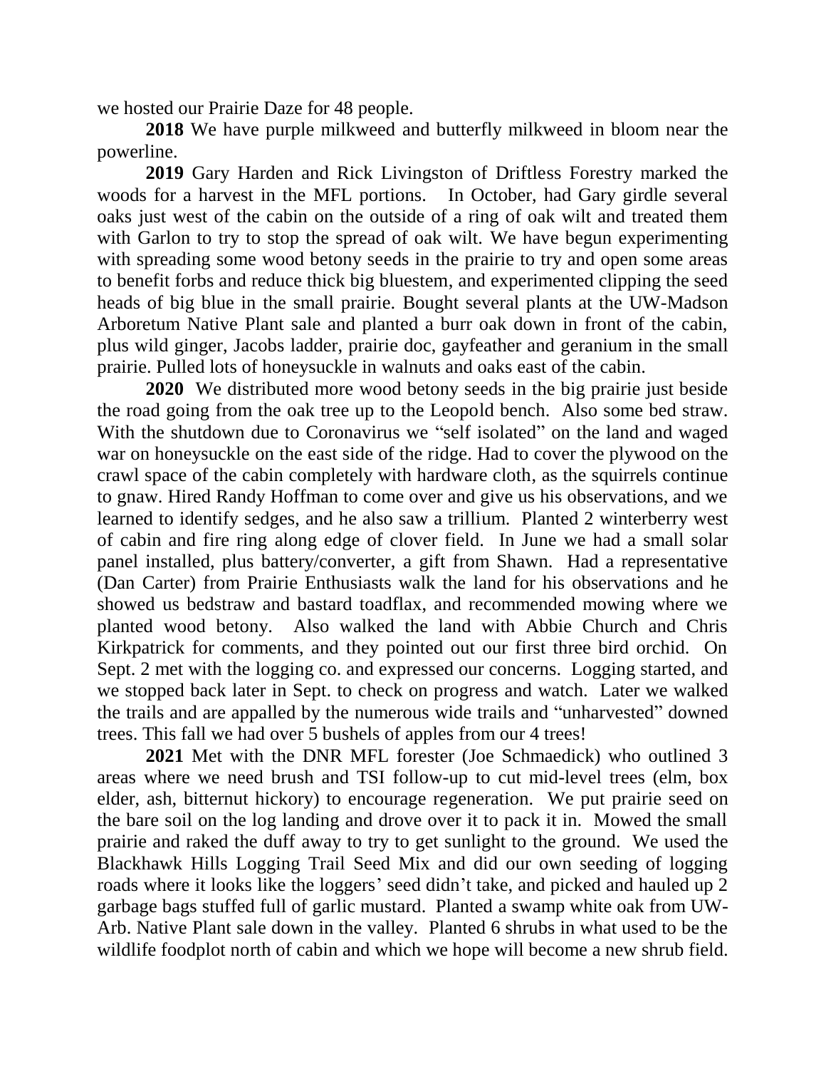we hosted our Prairie Daze for 48 people.

**2018** We have purple milkweed and butterfly milkweed in bloom near the powerline.

**2019** Gary Harden and Rick Livingston of Driftless Forestry marked the woods for a harvest in the MFL portions. In October, had Gary girdle several oaks just west of the cabin on the outside of a ring of oak wilt and treated them with Garlon to try to stop the spread of oak wilt. We have begun experimenting with spreading some wood betony seeds in the prairie to try and open some areas to benefit forbs and reduce thick big bluestem, and experimented clipping the seed heads of big blue in the small prairie. Bought several plants at the UW-Madson Arboretum Native Plant sale and planted a burr oak down in front of the cabin, plus wild ginger, Jacobs ladder, prairie doc, gayfeather and geranium in the small prairie. Pulled lots of honeysuckle in walnuts and oaks east of the cabin.

**2020** We distributed more wood betony seeds in the big prairie just beside the road going from the oak tree up to the Leopold bench. Also some bed straw. With the shutdown due to Coronavirus we "self isolated" on the land and waged war on honeysuckle on the east side of the ridge. Had to cover the plywood on the crawl space of the cabin completely with hardware cloth, as the squirrels continue to gnaw. Hired Randy Hoffman to come over and give us his observations, and we learned to identify sedges, and he also saw a trillium. Planted 2 winterberry west of cabin and fire ring along edge of clover field. In June we had a small solar panel installed, plus battery/converter, a gift from Shawn. Had a representative (Dan Carter) from Prairie Enthusiasts walk the land for his observations and he showed us bedstraw and bastard toadflax, and recommended mowing where we planted wood betony. Also walked the land with Abbie Church and Chris Kirkpatrick for comments, and they pointed out our first three bird orchid. On Sept. 2 met with the logging co. and expressed our concerns. Logging started, and we stopped back later in Sept. to check on progress and watch. Later we walked the trails and are appalled by the numerous wide trails and "unharvested" downed trees. This fall we had over 5 bushels of apples from our 4 trees!

**2021** Met with the DNR MFL forester (Joe Schmaedick) who outlined 3 areas where we need brush and TSI follow-up to cut mid-level trees (elm, box elder, ash, bitternut hickory) to encourage regeneration. We put prairie seed on the bare soil on the log landing and drove over it to pack it in. Mowed the small prairie and raked the duff away to try to get sunlight to the ground. We used the Blackhawk Hills Logging Trail Seed Mix and did our own seeding of logging roads where it looks like the loggers' seed didn't take, and picked and hauled up 2 garbage bags stuffed full of garlic mustard. Planted a swamp white oak from UW-Arb. Native Plant sale down in the valley. Planted 6 shrubs in what used to be the wildlife foodplot north of cabin and which we hope will become a new shrub field.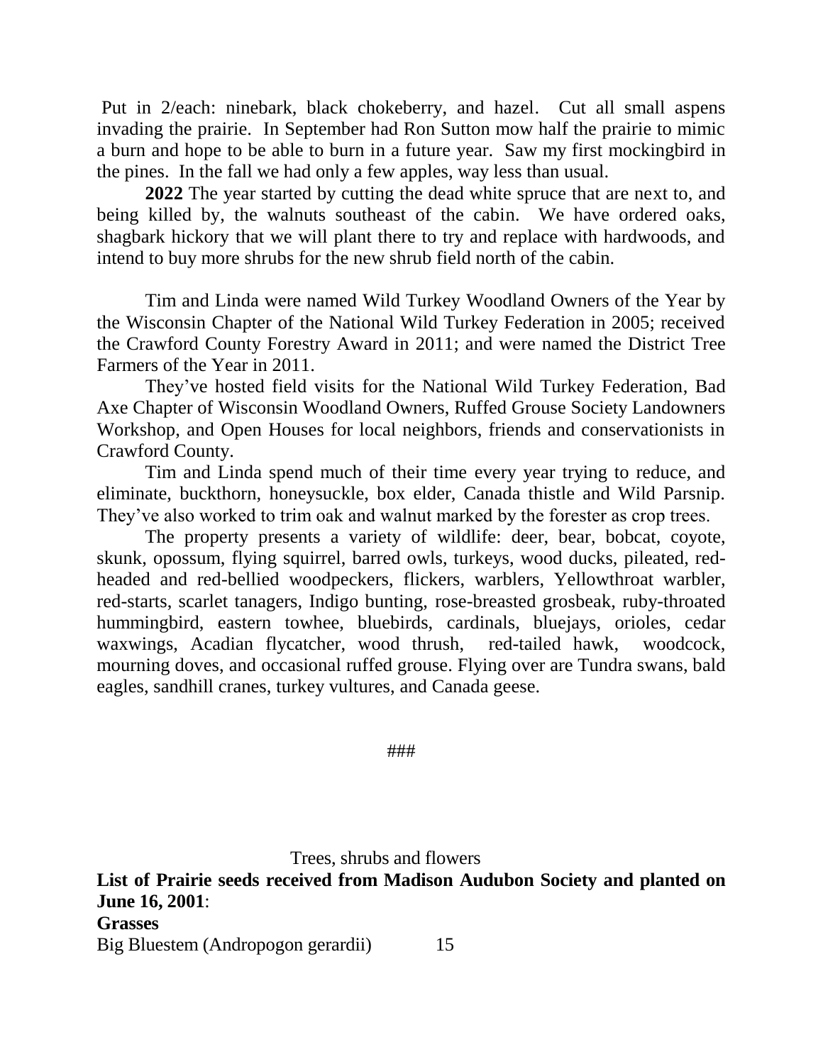Put in 2/each: ninebark, black chokeberry, and hazel. Cut all small aspens invading the prairie. In September had Ron Sutton mow half the prairie to mimic a burn and hope to be able to burn in a future year. Saw my first mockingbird in the pines. In the fall we had only a few apples, way less than usual.

**2022** The year started by cutting the dead white spruce that are next to, and being killed by, the walnuts southeast of the cabin. We have ordered oaks, shagbark hickory that we will plant there to try and replace with hardwoods, and intend to buy more shrubs for the new shrub field north of the cabin.

Tim and Linda were named Wild Turkey Woodland Owners of the Year by the Wisconsin Chapter of the National Wild Turkey Federation in 2005; received the Crawford County Forestry Award in 2011; and were named the District Tree Farmers of the Year in 2011.

They've hosted field visits for the National Wild Turkey Federation, Bad Axe Chapter of Wisconsin Woodland Owners, Ruffed Grouse Society Landowners Workshop, and Open Houses for local neighbors, friends and conservationists in Crawford County.

Tim and Linda spend much of their time every year trying to reduce, and eliminate, buckthorn, honeysuckle, box elder, Canada thistle and Wild Parsnip. They've also worked to trim oak and walnut marked by the forester as crop trees.

The property presents a variety of wildlife: deer, bear, bobcat, coyote, skunk, opossum, flying squirrel, barred owls, turkeys, wood ducks, pileated, red-headed and red-bellied woodpeckers, flickers, warblers, Yellowthroat warbler, red-starts, scarlet tanagers, Indigo bunting, rose-breasted grosbeak, ruby-throated hummingbird, eastern towhee, bluebirds, cardinals, bluejays, orioles, cedar waxwings, Acadian flycatcher, wood thrush, red-tailed hawk, woodcock, mourning doves, and occasional ruffed grouse. Flying over are Tundra swans, bald eagles, sandhill cranes, turkey vultures, and Canada geese.

###

Trees, shrubs and flowers

**List of Prairie seeds received from Madison Audubon Society and planted on June 16, 2001**:

**Grasses**

Big Bluestem (Andropogon gerardii) 15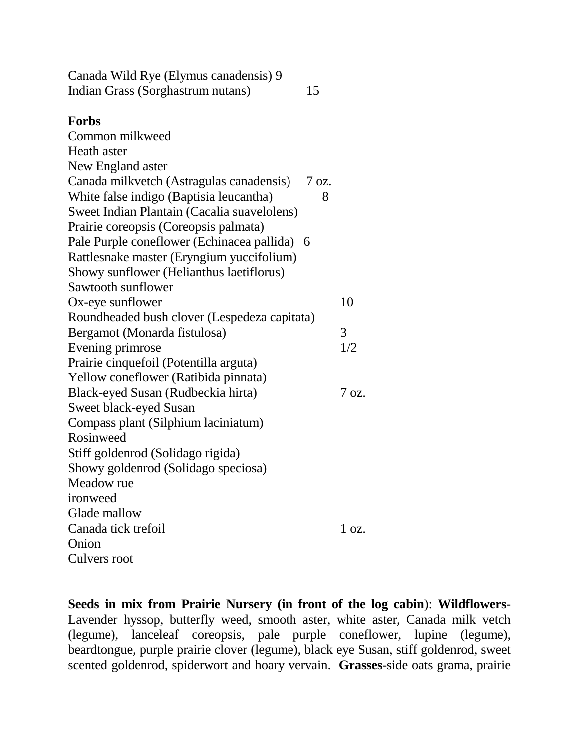Canada Wild Rye (Elymus canadensis) 9
Indian Grass (Sorghastrum nutans) 15

**Forbs**

Common milkweed
Heath aster
New England aster
Canada milkvetch (Astragulas canadensis) 7 oz.
White false indigo (Baptisia leucantha) 8
Sweet Indian Plantain (Cacalia suavelolens)
Prairie coreopsis (Coreopsis palmata)
Pale Purple coneflower (Echinacea pallida) 6
Rattlesnake master (Eryngium yuccifolium)
Showy sunflower (Helianthus laetiflorus)
Sawtooth sunflower
Ox-eye sunflower 10
Roundheaded bush clover (Lespedeza capitata)
Bergamot (Monarda fistulosa) 3
Evening primrose 1/2
Prairie cinquefoil (Potentilla arguta)
Yellow coneflower (Ratibida pinnata)
Black-eyed Susan (Rudbeckia hirta) 7 oz.
Sweet black-eyed Susan
Compass plant (Silphium laciniatum)
Rosinweed
Stiff goldenrod (Solidago rigida)
Showy goldenrod (Solidago speciosa)
Meadow rue
ironweed
Glade mallow
Canada tick trefoil 1 oz.
Onion
Culvers root

**Seeds in mix from Prairie Nursery (in front of the log cabin**): **Wildflowers**-Lavender hyssop, butterfly weed, smooth aster, white aster, Canada milk vetch (legume), lanceleaf coreopsis, pale purple coneflower, lupine (legume), beardtongue, purple prairie clover (legume), black eye Susan, stiff goldenrod, sweet scented goldenrod, spiderwort and hoary vervain. **Grasses**-side oats grama, prairie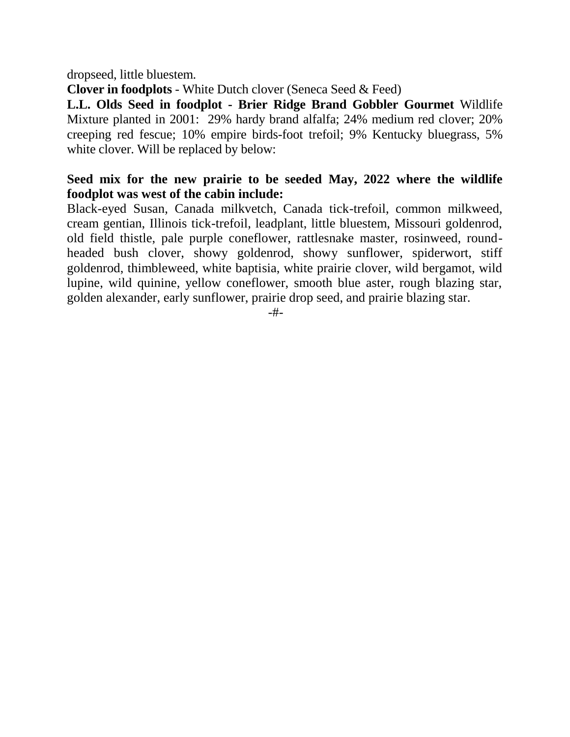dropseed, little bluestem.

**Clover in foodplots** - White Dutch clover (Seneca Seed & Feed)

**L.L. Olds Seed in foodplot - Brier Ridge Brand Gobbler Gourmet** Wildlife Mixture planted in 2001: 29% hardy brand alfalfa; 24% medium red clover; 20% creeping red fescue; 10% empire birds-foot trefoil; 9% Kentucky bluegrass, 5% white clover. Will be replaced by below:

**Seed mix for the new prairie to be seeded May, 2022 where the wildlife foodplot was west of the cabin include:**

Black-eyed Susan, Canada milkvetch, Canada tick-trefoil, common milkweed, cream gentian, Illinois tick-trefoil, leadplant, little bluestem, Missouri goldenrod, old field thistle, pale purple coneflower, rattlesnake master, rosinweed, round-headed bush clover, showy goldenrod, showy sunflower, spiderwort, stiff goldenrod, thimbleweed, white baptisia, white prairie clover, wild bergamot, wild lupine, wild quinine, yellow coneflower, smooth blue aster, rough blazing star, golden alexander, early sunflower, prairie drop seed, and prairie blazing star.

-#-